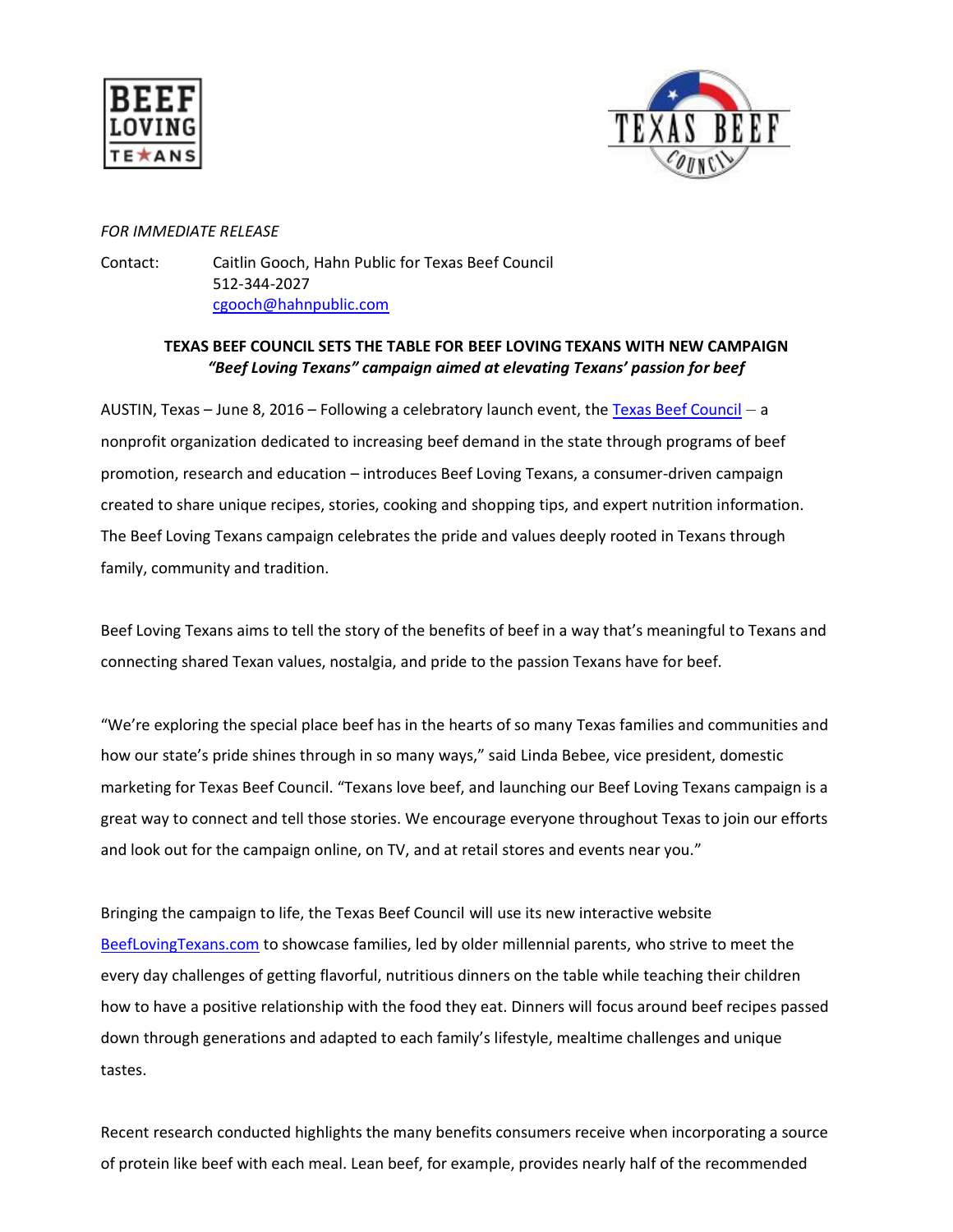*FOR IMMEDIATE RELEASE*

Contact: Caitlin Gooch, Hahn Public for Texas Beef Council
512-344-2027
cgooch@hahnpublic.com

**TEXAS BEEF COUNCIL SETS THE TABLE FOR BEEF LOVING TEXANS WITH NEW CAMPAIGN**
***"Beef Loving Texans" campaign aimed at elevating Texans' passion for beef***

AUSTIN, Texas – June 8, 2016 – Following a celebratory launch event, the Texas Beef Council – a nonprofit organization dedicated to increasing beef demand in the state through programs of beef promotion, research and education – introduces Beef Loving Texans, a consumer-driven campaign created to share unique recipes, stories, cooking and shopping tips, and expert nutrition information. The Beef Loving Texans campaign celebrates the pride and values deeply rooted in Texans through family, community and tradition.

Beef Loving Texans aims to tell the story of the benefits of beef in a way that's meaningful to Texans and connecting shared Texan values, nostalgia, and pride to the passion Texans have for beef.

"We're exploring the special place beef has in the hearts of so many Texas families and communities and how our state's pride shines through in so many ways," said Linda Bebee, vice president, domestic marketing for Texas Beef Council. "Texans love beef, and launching our Beef Loving Texans campaign is a great way to connect and tell those stories. We encourage everyone throughout Texas to join our efforts and look out for the campaign online, on TV, and at retail stores and events near you."

Bringing the campaign to life, the Texas Beef Council will use its new interactive website BeefLovingTexans.com to showcase families, led by older millennial parents, who strive to meet the every day challenges of getting flavorful, nutritious dinners on the table while teaching their children how to have a positive relationship with the food they eat. Dinners will focus around beef recipes passed down through generations and adapted to each family's lifestyle, mealtime challenges and unique tastes.

Recent research conducted highlights the many benefits consumers receive when incorporating a source of protein like beef with each meal. Lean beef, for example, provides nearly half of the recommended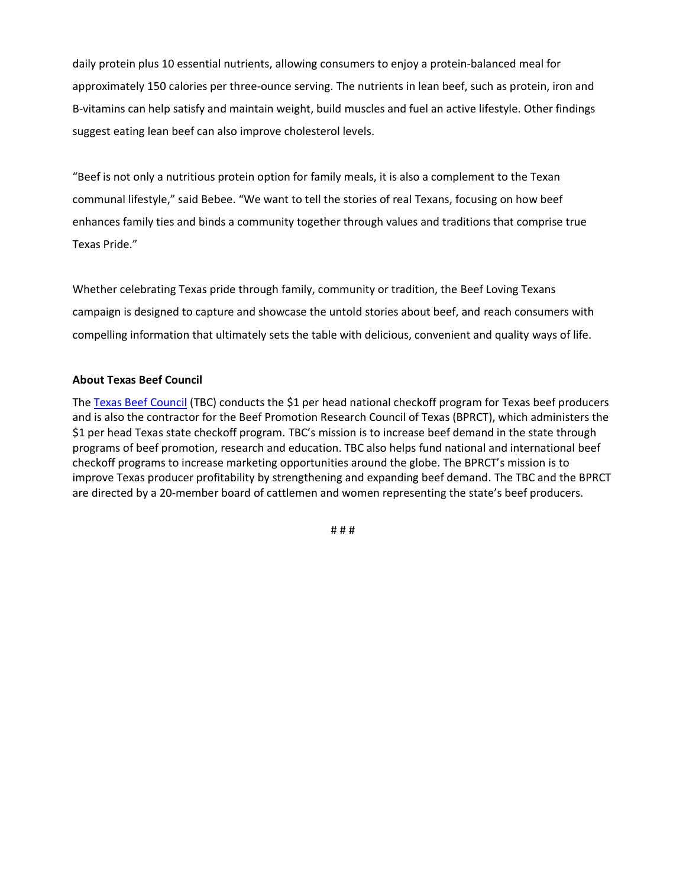daily protein plus 10 essential nutrients, allowing consumers to enjoy a protein-balanced meal for approximately 150 calories per three-ounce serving. The nutrients in lean beef, such as protein, iron and B-vitamins can help satisfy and maintain weight, build muscles and fuel an active lifestyle. Other findings suggest eating lean beef can also improve cholesterol levels.

"Beef is not only a nutritious protein option for family meals, it is also a complement to the Texan communal lifestyle," said Bebee. "We want to tell the stories of real Texans, focusing on how beef enhances family ties and binds a community together through values and traditions that comprise true Texas Pride."

Whether celebrating Texas pride through family, community or tradition, the Beef Loving Texans campaign is designed to capture and showcase the untold stories about beef, and reach consumers with compelling information that ultimately sets the table with delicious, convenient and quality ways of life.

**About Texas Beef Council**

The Texas Beef Council (TBC) conducts the $1 per head national checkoff program for Texas beef producers and is also the contractor for the Beef Promotion Research Council of Texas (BPRCT), which administers the $1 per head Texas state checkoff program. TBC's mission is to increase beef demand in the state through programs of beef promotion, research and education. TBC also helps fund national and international beef checkoff programs to increase marketing opportunities around the globe. The BPRCT's mission is to improve Texas producer profitability by strengthening and expanding beef demand. The TBC and the BPRCT are directed by a 20-member board of cattlemen and women representing the state's beef producers.

# # #